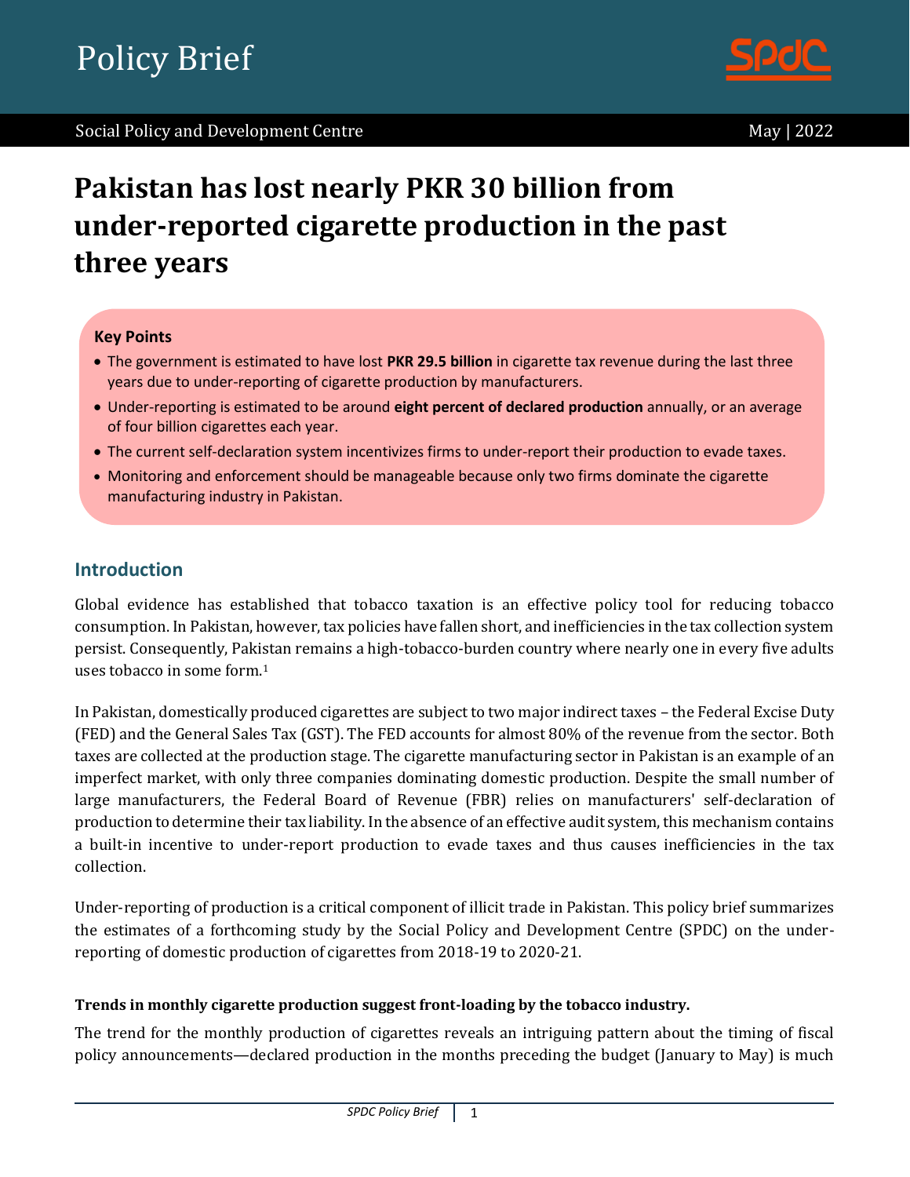Policy Brief

Social Policy and Development Centre

May | 2022

# Pakistan has lost nearly PKR 30 billion from under-reported cigarette production in the past three years

**Key Points**

- The government is estimated to have lost **PKR 29.5 billion** in cigarette tax revenue during the last three years due to under-reporting of cigarette production by manufacturers.
- Under-reporting is estimated to be around **eight percent of declared production** annually, or an average of four billion cigarettes each year.
- The current self-declaration system incentivizes firms to under-report their production to evade taxes.
- Monitoring and enforcement should be manageable because only two firms dominate the cigarette manufacturing industry in Pakistan.

## Introduction

Global evidence has established that tobacco taxation is an effective policy tool for reducing tobacco consumption. In Pakistan, however, tax policies have fallen short, and inefficiencies in the tax collection system persist. Consequently, Pakistan remains a high-tobacco-burden country where nearly one in every five adults uses tobacco in some form.[1]

In Pakistan, domestically produced cigarettes are subject to two major indirect taxes – the Federal Excise Duty (FED) and the General Sales Tax (GST). The FED accounts for almost 80% of the revenue from the sector. Both taxes are collected at the production stage. The cigarette manufacturing sector in Pakistan is an example of an imperfect market, with only three companies dominating domestic production. Despite the small number of large manufacturers, the Federal Board of Revenue (FBR) relies on manufacturers' self-declaration of production to determine their tax liability. In the absence of an effective audit system, this mechanism contains a built-in incentive to under-report production to evade taxes and thus causes inefficiencies in the tax collection.

Under-reporting of production is a critical component of illicit trade in Pakistan. This policy brief summarizes the estimates of a forthcoming study by the Social Policy and Development Centre (SPDC) on the under-reporting of domestic production of cigarettes from 2018-19 to 2020-21.

**Trends in monthly cigarette production suggest front-loading by the tobacco industry.**

The trend for the monthly production of cigarettes reveals an intriguing pattern about the timing of fiscal policy announcements—declared production in the months preceding the budget (January to May) is much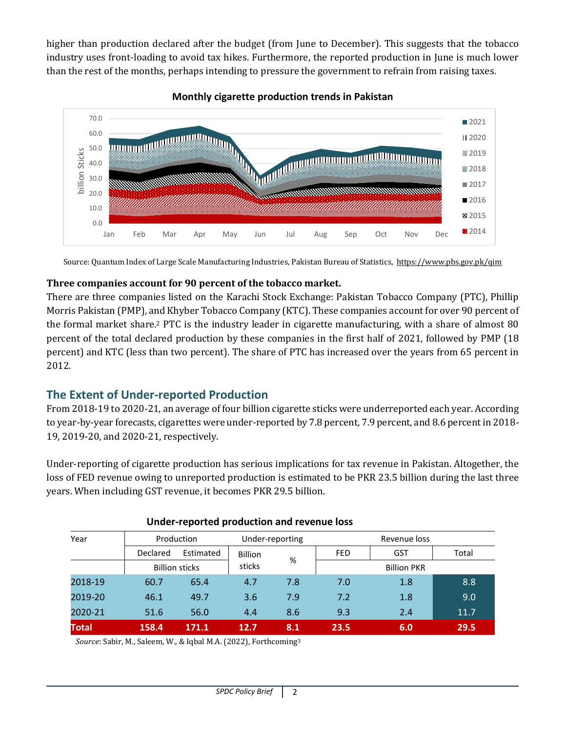higher than production declared after the budget (from June to December). This suggests that the tobacco industry uses front-loading to avoid tax hikes. Furthermore, the reported production in June is much lower than the rest of the months, perhaps intending to pressure the government to refrain from raising taxes.

**Monthly cigarette production trends in Pakistan**

Source: Quantum Index of Large Scale Manufacturing Industries, Pakistan Bureau of Statistics, https://www.pbs.gov.pk/qim

**Three companies account for 90 percent of the tobacco market.**

There are three companies listed on the Karachi Stock Exchange: Pakistan Tobacco Company (PTC), Phillip Morris Pakistan (PMP), and Khyber Tobacco Company (KTC). These companies account for over 90 percent of the formal market share.[2] PTC is the industry leader in cigarette manufacturing, with a share of almost 80 percent of the total declared production by these companies in the first half of 2021, followed by PMP (18 percent) and KTC (less than two percent). The share of PTC has increased over the years from 65 percent in 2012.

## The Extent of Under-reported Production

From 2018-19 to 2020-21, an average of four billion cigarette sticks were underreported each year. According to year-by-year forecasts, cigarettes were under-reported by 7.8 percent, 7.9 percent, and 8.6 percent in 2018-19, 2019-20, and 2020-21, respectively.

Under-reporting of cigarette production has serious implications for tax revenue in Pakistan. Altogether, the loss of FED revenue owing to unreported production is estimated to be PKR 23.5 billion during the last three years. When including GST revenue, it becomes PKR 29.5 billion.

**Under-reported production and revenue loss**

| Year | Production | | Under-reporting | | Revenue loss | | |
|---|---|---|---|---|---|---|---|
| | Declared | Estimated | Billion sticks | % | FED | GST | Total |
| | Billion sticks | | | | Billion PKR | | |
| 2018-19 | 60.7 | 65.4 | 4.7 | 7.8 | 7.0 | 1.8 | 8.8 |
| 2019-20 | 46.1 | 49.7 | 3.6 | 7.9 | 7.2 | 1.8 | 9.0 |
| 2020-21 | 51.6 | 56.0 | 4.4 | 8.6 | 9.3 | 2.4 | 11.7 |
| **Total** | **158.4** | **171.1** | **12.7** | **8.1** | **23.5** | **6.0** | **29.5** |

*Source*: Sabir, M., Saleem, W., & Iqbal M.A. (2022), Forthcoming[3]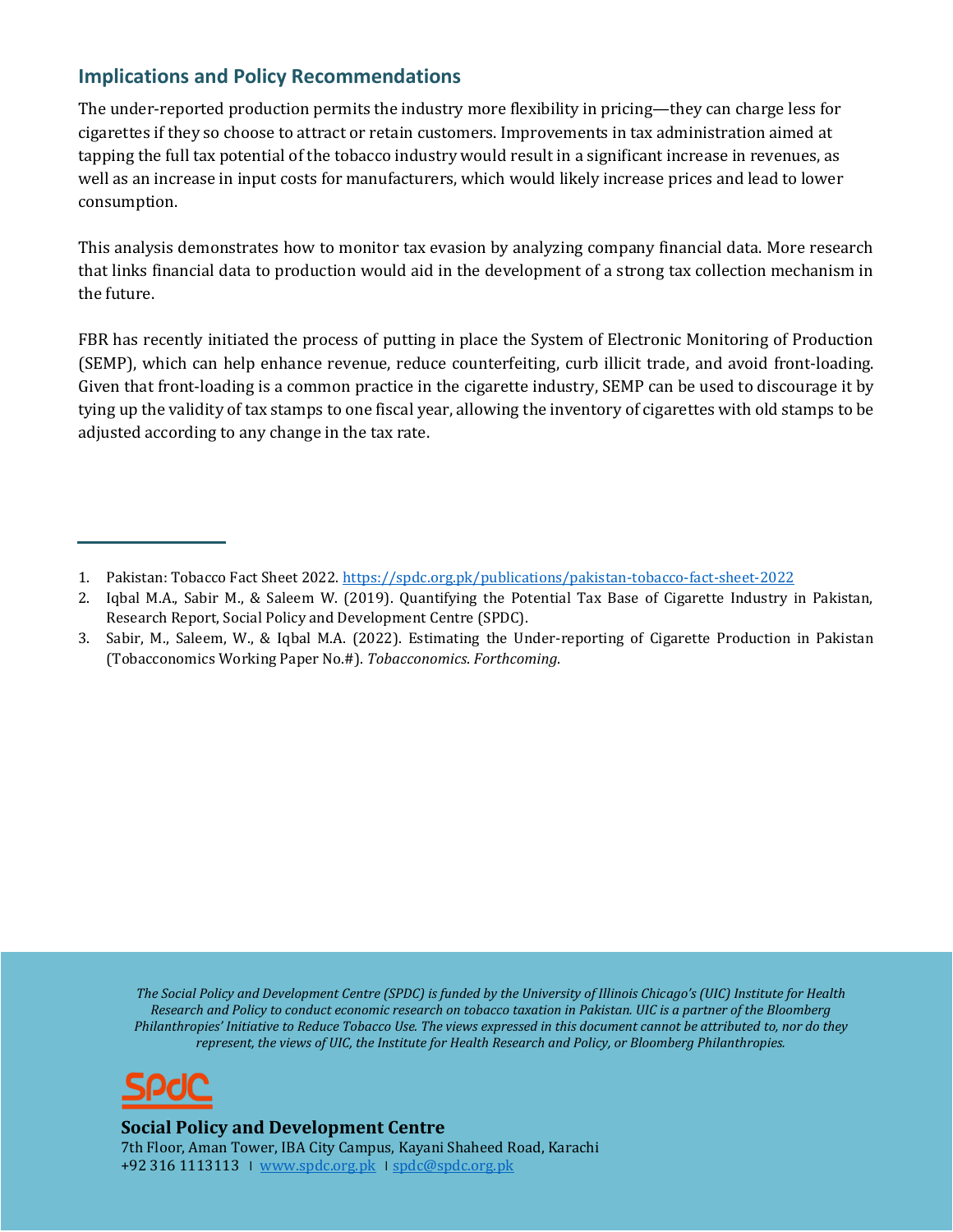## Implications and Policy Recommendations

The under-reported production permits the industry more flexibility in pricing—they can charge less for cigarettes if they so choose to attract or retain customers. Improvements in tax administration aimed at tapping the full tax potential of the tobacco industry would result in a significant increase in revenues, as well as an increase in input costs for manufacturers, which would likely increase prices and lead to lower consumption.

This analysis demonstrates how to monitor tax evasion by analyzing company financial data. More research that links financial data to production would aid in the development of a strong tax collection mechanism in the future.

FBR has recently initiated the process of putting in place the System of Electronic Monitoring of Production (SEMP), which can help enhance revenue, reduce counterfeiting, curb illicit trade, and avoid front-loading. Given that front-loading is a common practice in the cigarette industry, SEMP can be used to discourage it by tying up the validity of tax stamps to one fiscal year, allowing the inventory of cigarettes with old stamps to be adjusted according to any change in the tax rate.

---

1. Pakistan: Tobacco Fact Sheet 2022. https://spdc.org.pk/publications/pakistan-tobacco-fact-sheet-2022
2. Iqbal M.A., Sabir M., & Saleem W. (2019). Quantifying the Potential Tax Base of Cigarette Industry in Pakistan, Research Report, Social Policy and Development Centre (SPDC).
3. Sabir, M., Saleem, W., & Iqbal M.A. (2022). Estimating the Under-reporting of Cigarette Production in Pakistan (Tobacconomics Working Paper No.#). *Tobacconomics. Forthcoming.*

*The Social Policy and Development Centre (SPDC) is funded by the University of Illinois Chicago's (UIC) Institute for Health Research and Policy to conduct economic research on tobacco taxation in Pakistan. UIC is a partner of the Bloomberg Philanthropies' Initiative to Reduce Tobacco Use. The views expressed in this document cannot be attributed to, nor do they represent, the views of UIC, the Institute for Health Research and Policy, or Bloomberg Philanthropies.*

SPDC

**Social Policy and Development Centre**
7th Floor, Aman Tower, IBA City Campus, Kayani Shaheed Road, Karachi
+92 316 1113113 | www.spdc.org.pk | spdc@spdc.org.pk